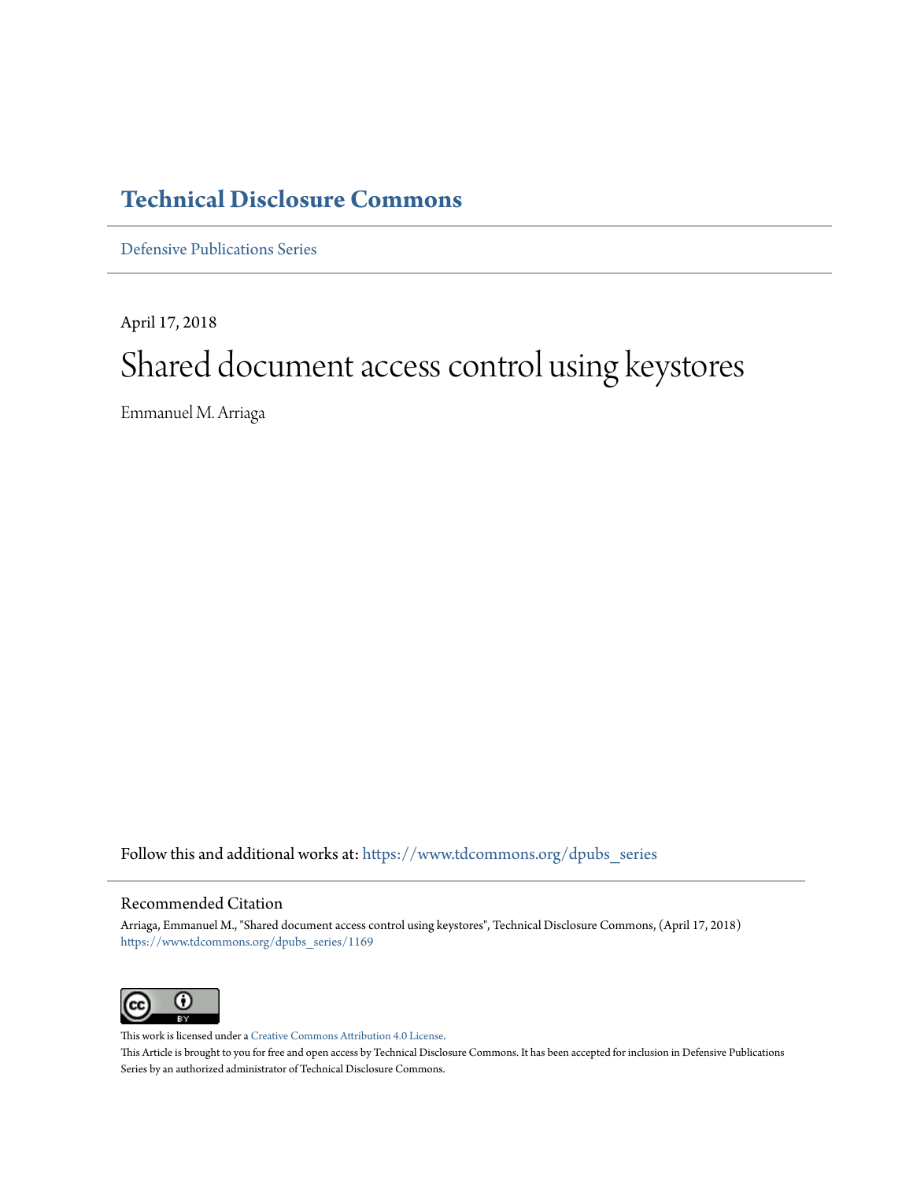# Technical Disclosure Commons

Defensive Publications Series

April 17, 2018

# Shared document access control using keystores

Emmanuel M. Arriaga

Follow this and additional works at: https://www.tdcommons.org/dpubs_series

## Recommended Citation

Arriaga, Emmanuel M., "Shared document access control using keystores", Technical Disclosure Commons, (April 17, 2018)
https://www.tdcommons.org/dpubs_series/1169

This work is licensed under a Creative Commons Attribution 4.0 License.

This Article is brought to you for free and open access by Technical Disclosure Commons. It has been accepted for inclusion in Defensive Publications Series by an authorized administrator of Technical Disclosure Commons.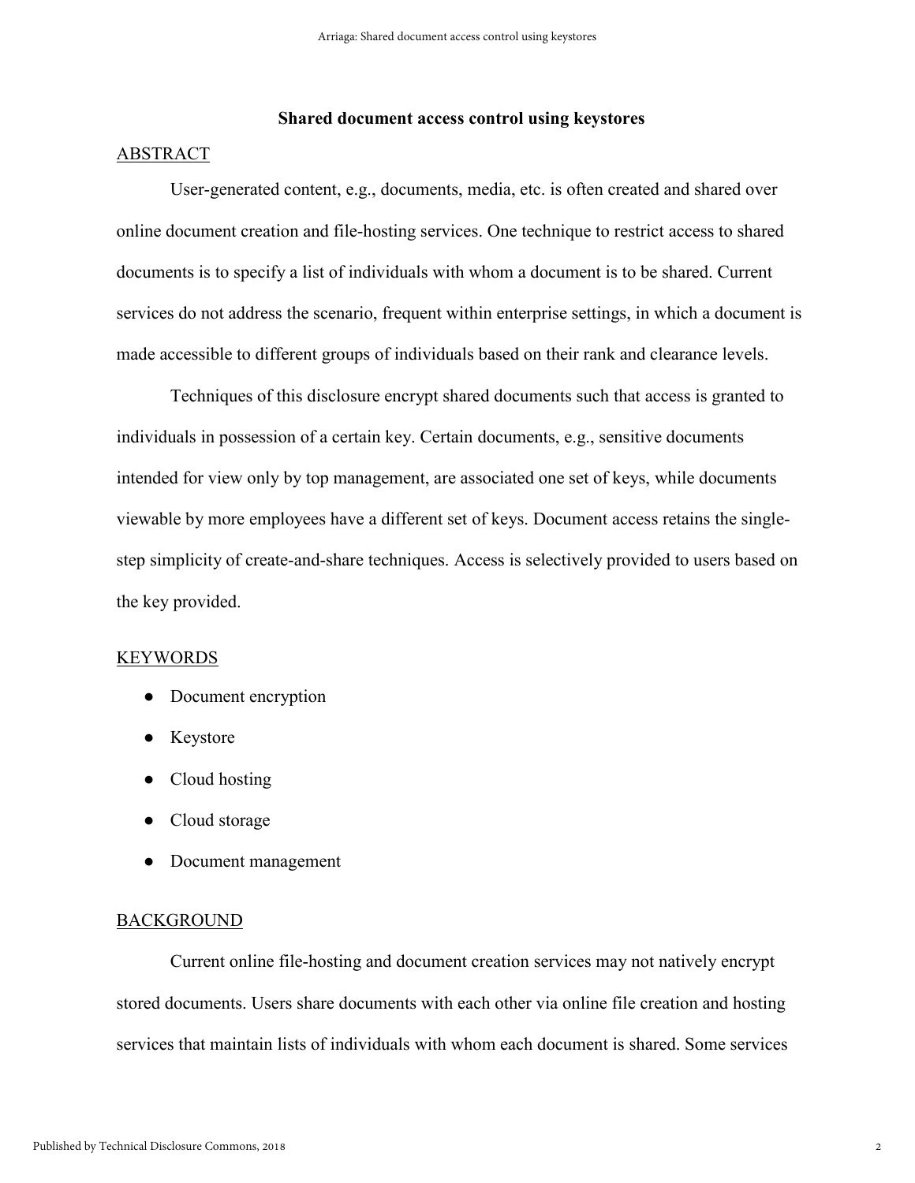**Shared document access control using keystores**

## ABSTRACT

User-generated content, e.g., documents, media, etc. is often created and shared over online document creation and file-hosting services. One technique to restrict access to shared documents is to specify a list of individuals with whom a document is to be shared. Current services do not address the scenario, frequent within enterprise settings, in which a document is made accessible to different groups of individuals based on their rank and clearance levels.

Techniques of this disclosure encrypt shared documents such that access is granted to individuals in possession of a certain key. Certain documents, e.g., sensitive documents intended for view only by top management, are associated one set of keys, while documents viewable by more employees have a different set of keys. Document access retains the single-step simplicity of create-and-share techniques. Access is selectively provided to users based on the key provided.

## KEYWORDS

- Document encryption
- Keystore
- Cloud hosting
- Cloud storage
- Document management

## BACKGROUND

Current online file-hosting and document creation services may not natively encrypt stored documents. Users share documents with each other via online file creation and hosting services that maintain lists of individuals with whom each document is shared. Some services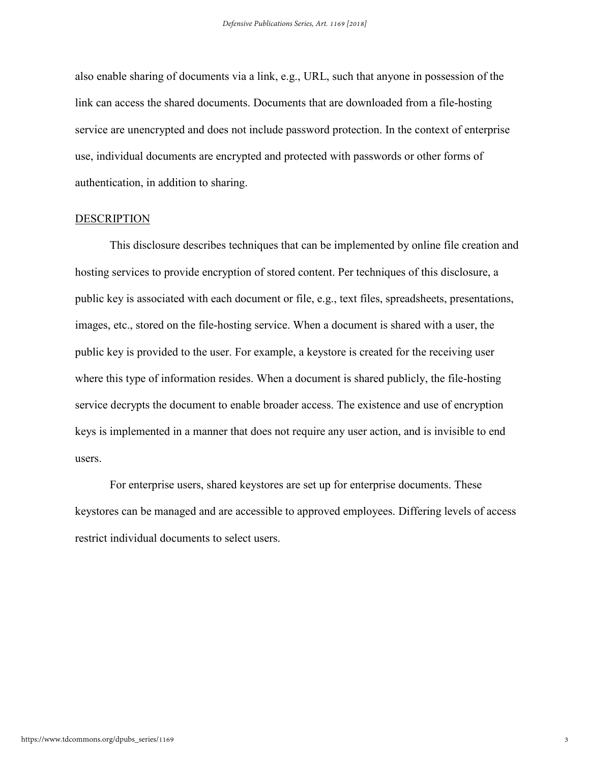also enable sharing of documents via a link, e.g., URL, such that anyone in possession of the link can access the shared documents. Documents that are downloaded from a file-hosting service are unencrypted and does not include password protection. In the context of enterprise use, individual documents are encrypted and protected with passwords or other forms of authentication, in addition to sharing.

## DESCRIPTION

This disclosure describes techniques that can be implemented by online file creation and hosting services to provide encryption of stored content. Per techniques of this disclosure, a public key is associated with each document or file, e.g., text files, spreadsheets, presentations, images, etc., stored on the file-hosting service. When a document is shared with a user, the public key is provided to the user. For example, a keystore is created for the receiving user where this type of information resides. When a document is shared publicly, the file-hosting service decrypts the document to enable broader access. The existence and use of encryption keys is implemented in a manner that does not require any user action, and is invisible to end users.

For enterprise users, shared keystores are set up for enterprise documents. These keystores can be managed and are accessible to approved employees. Differing levels of access restrict individual documents to select users.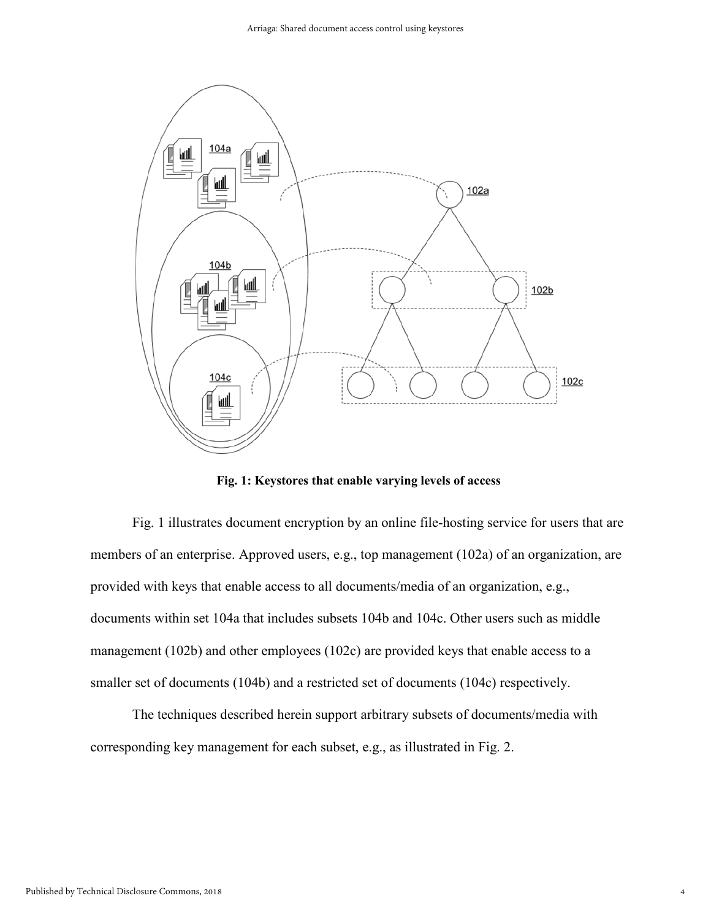**Fig. 1: Keystores that enable varying levels of access**

Fig. 1 illustrates document encryption by an online file-hosting service for users that are members of an enterprise. Approved users, e.g., top management (102a) of an organization, are provided with keys that enable access to all documents/media of an organization, e.g., documents within set 104a that includes subsets 104b and 104c. Other users such as middle management (102b) and other employees (102c) are provided keys that enable access to a smaller set of documents (104b) and a restricted set of documents (104c) respectively.

The techniques described herein support arbitrary subsets of documents/media with corresponding key management for each subset, e.g., as illustrated in Fig. 2.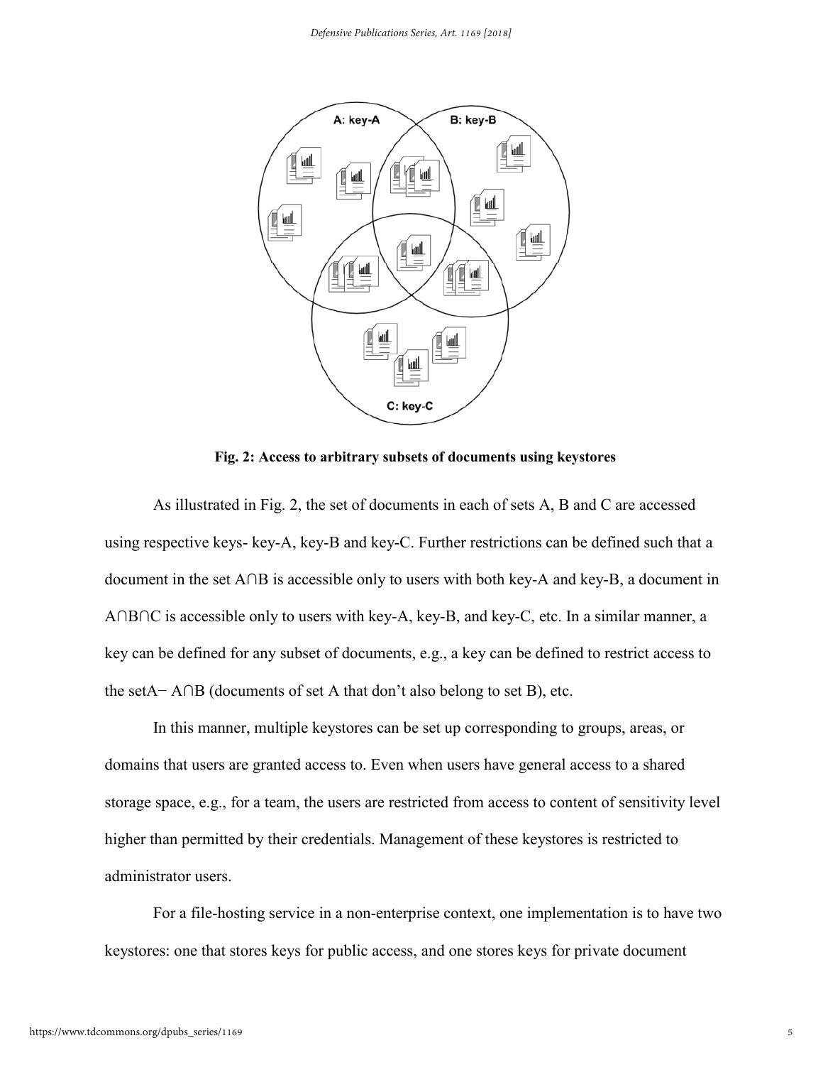**Fig. 2: Access to arbitrary subsets of documents using keystores**

As illustrated in Fig. 2, the set of documents in each of sets A, B and C are accessed using respective keys- key-A, key-B and key-C. Further restrictions can be defined such that a document in the set $A \cap B$ is accessible only to users with both key-A and key-B, a document in $A \cap B \cap C$ is accessible only to users with key-A, key-B, and key-C, etc. In a similar manner, a key can be defined for any subset of documents, e.g., a key can be defined to restrict access to the set$A - A \cap B$ (documents of set A that don't also belong to set B), etc.

In this manner, multiple keystores can be set up corresponding to groups, areas, or domains that users are granted access to. Even when users have general access to a shared storage space, e.g., for a team, the users are restricted from access to content of sensitivity level higher than permitted by their credentials. Management of these keystores is restricted to administrator users.

For a file-hosting service in a non-enterprise context, one implementation is to have two keystores: one that stores keys for public access, and one stores keys for private document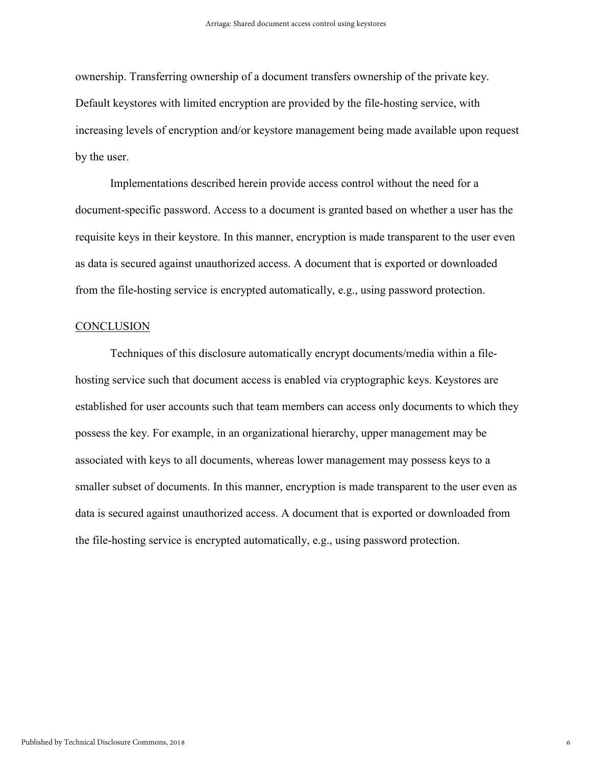ownership. Transferring ownership of a document transfers ownership of the private key. Default keystores with limited encryption are provided by the file-hosting service, with increasing levels of encryption and/or keystore management being made available upon request by the user.

Implementations described herein provide access control without the need for a document-specific password. Access to a document is granted based on whether a user has the requisite keys in their keystore. In this manner, encryption is made transparent to the user even as data is secured against unauthorized access. A document that is exported or downloaded from the file-hosting service is encrypted automatically, e.g., using password protection.

## CONCLUSION

Techniques of this disclosure automatically encrypt documents/media within a file-hosting service such that document access is enabled via cryptographic keys. Keystores are established for user accounts such that team members can access only documents to which they possess the key. For example, in an organizational hierarchy, upper management may be associated with keys to all documents, whereas lower management may possess keys to a smaller subset of documents. In this manner, encryption is made transparent to the user even as data is secured against unauthorized access. A document that is exported or downloaded from the file-hosting service is encrypted automatically, e.g., using password protection.